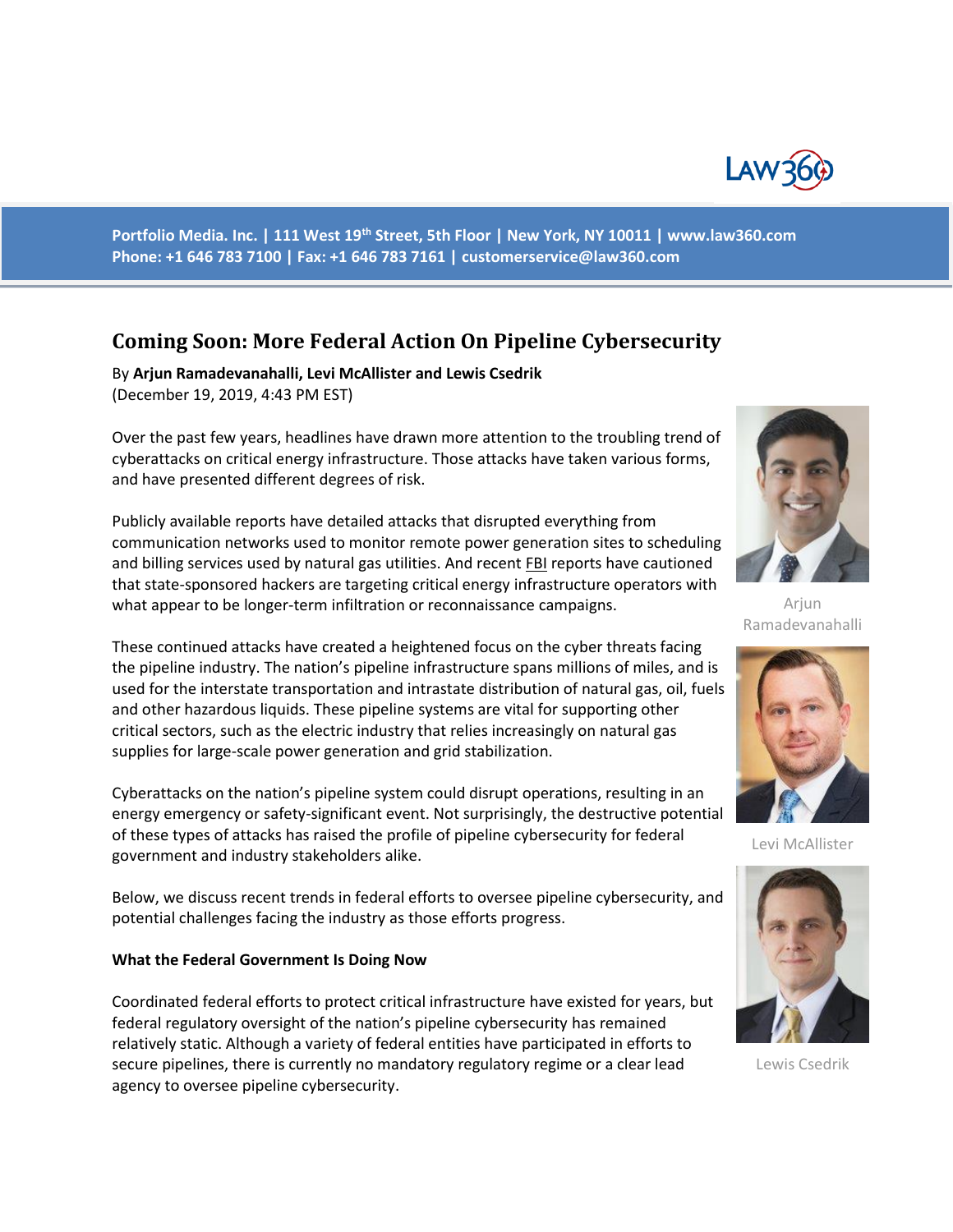Portfolio Media. Inc. | 111 West 19th Street, 5th Floor | New York, NY 10011 | www.law360.com
Phone: +1 646 783 7100 | Fax: +1 646 783 7161 | customerservice@law360.com

# Coming Soon: More Federal Action On Pipeline Cybersecurity

By **Arjun Ramadevanahalli, Levi McAllister and Lewis Csedrik**
(December 19, 2019, 4:43 PM EST)

Over the past few years, headlines have drawn more attention to the troubling trend of cyberattacks on critical energy infrastructure. Those attacks have taken various forms, and have presented different degrees of risk.

Publicly available reports have detailed attacks that disrupted everything from communication networks used to monitor remote power generation sites to scheduling and billing services used by natural gas utilities. And recent FBI reports have cautioned that state-sponsored hackers are targeting critical energy infrastructure operators with what appear to be longer-term infiltration or reconnaissance campaigns.

Arjun Ramadevanahalli

These continued attacks have created a heightened focus on the cyber threats facing the pipeline industry. The nation's pipeline infrastructure spans millions of miles, and is used for the interstate transportation and intrastate distribution of natural gas, oil, fuels and other hazardous liquids. These pipeline systems are vital for supporting other critical sectors, such as the electric industry that relies increasingly on natural gas supplies for large-scale power generation and grid stabilization.

Levi McAllister

Cyberattacks on the nation's pipeline system could disrupt operations, resulting in an energy emergency or safety-significant event. Not surprisingly, the destructive potential of these types of attacks has raised the profile of pipeline cybersecurity for federal government and industry stakeholders alike.

Below, we discuss recent trends in federal efforts to oversee pipeline cybersecurity, and potential challenges facing the industry as those efforts progress.

Lewis Csedrik

**What the Federal Government Is Doing Now**

Coordinated federal efforts to protect critical infrastructure have existed for years, but federal regulatory oversight of the nation's pipeline cybersecurity has remained relatively static. Although a variety of federal entities have participated in efforts to secure pipelines, there is currently no mandatory regulatory regime or a clear lead agency to oversee pipeline cybersecurity.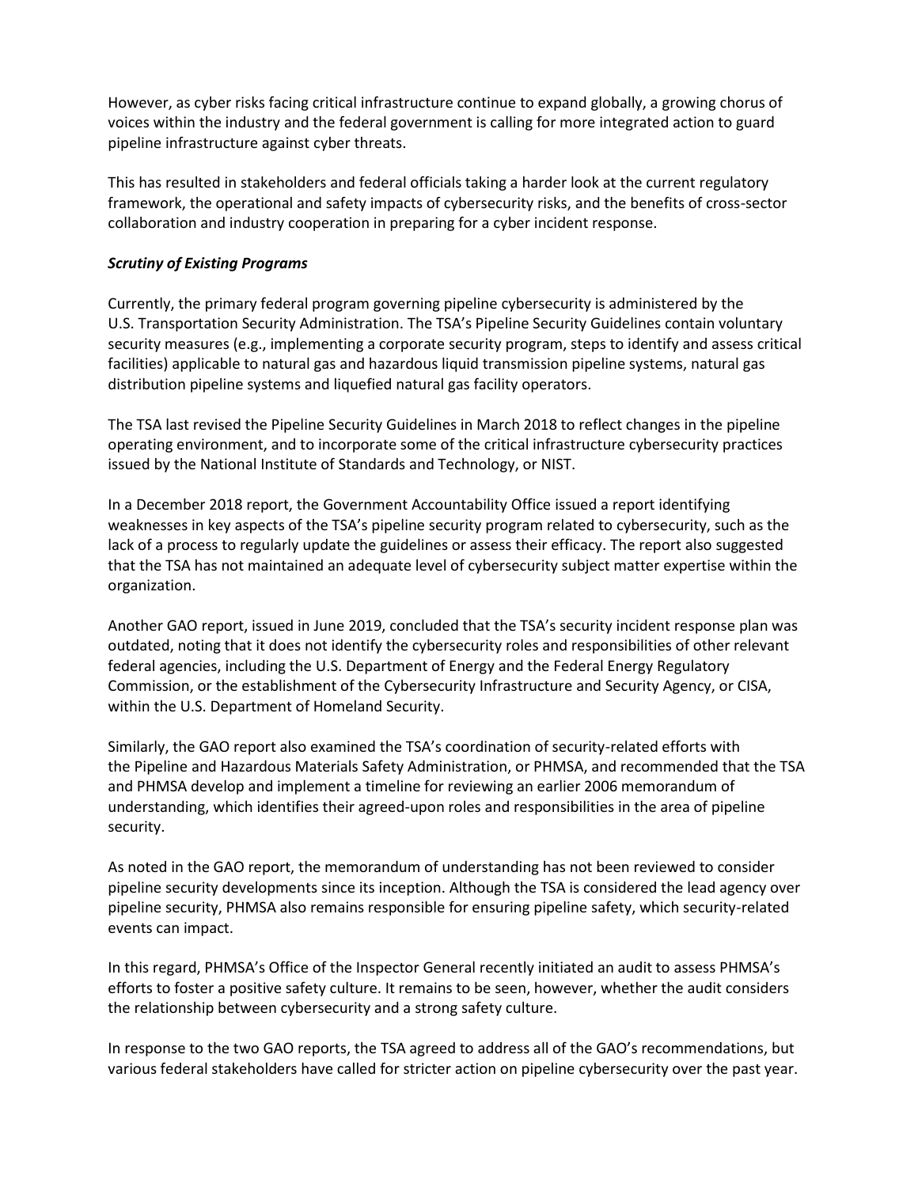However, as cyber risks facing critical infrastructure continue to expand globally, a growing chorus of voices within the industry and the federal government is calling for more integrated action to guard pipeline infrastructure against cyber threats.

This has resulted in stakeholders and federal officials taking a harder look at the current regulatory framework, the operational and safety impacts of cybersecurity risks, and the benefits of cross-sector collaboration and industry cooperation in preparing for a cyber incident response.

***Scrutiny of Existing Programs***

Currently, the primary federal program governing pipeline cybersecurity is administered by the U.S. Transportation Security Administration. The TSA's Pipeline Security Guidelines contain voluntary security measures (e.g., implementing a corporate security program, steps to identify and assess critical facilities) applicable to natural gas and hazardous liquid transmission pipeline systems, natural gas distribution pipeline systems and liquefied natural gas facility operators.

The TSA last revised the Pipeline Security Guidelines in March 2018 to reflect changes in the pipeline operating environment, and to incorporate some of the critical infrastructure cybersecurity practices issued by the National Institute of Standards and Technology, or NIST.

In a December 2018 report, the Government Accountability Office issued a report identifying weaknesses in key aspects of the TSA's pipeline security program related to cybersecurity, such as the lack of a process to regularly update the guidelines or assess their efficacy. The report also suggested that the TSA has not maintained an adequate level of cybersecurity subject matter expertise within the organization.

Another GAO report, issued in June 2019, concluded that the TSA's security incident response plan was outdated, noting that it does not identify the cybersecurity roles and responsibilities of other relevant federal agencies, including the U.S. Department of Energy and the Federal Energy Regulatory Commission, or the establishment of the Cybersecurity Infrastructure and Security Agency, or CISA, within the U.S. Department of Homeland Security.

Similarly, the GAO report also examined the TSA's coordination of security-related efforts with the Pipeline and Hazardous Materials Safety Administration, or PHMSA, and recommended that the TSA and PHMSA develop and implement a timeline for reviewing an earlier 2006 memorandum of understanding, which identifies their agreed-upon roles and responsibilities in the area of pipeline security.

As noted in the GAO report, the memorandum of understanding has not been reviewed to consider pipeline security developments since its inception. Although the TSA is considered the lead agency over pipeline security, PHMSA also remains responsible for ensuring pipeline safety, which security-related events can impact.

In this regard, PHMSA's Office of the Inspector General recently initiated an audit to assess PHMSA's efforts to foster a positive safety culture. It remains to be seen, however, whether the audit considers the relationship between cybersecurity and a strong safety culture.

In response to the two GAO reports, the TSA agreed to address all of the GAO's recommendations, but various federal stakeholders have called for stricter action on pipeline cybersecurity over the past year.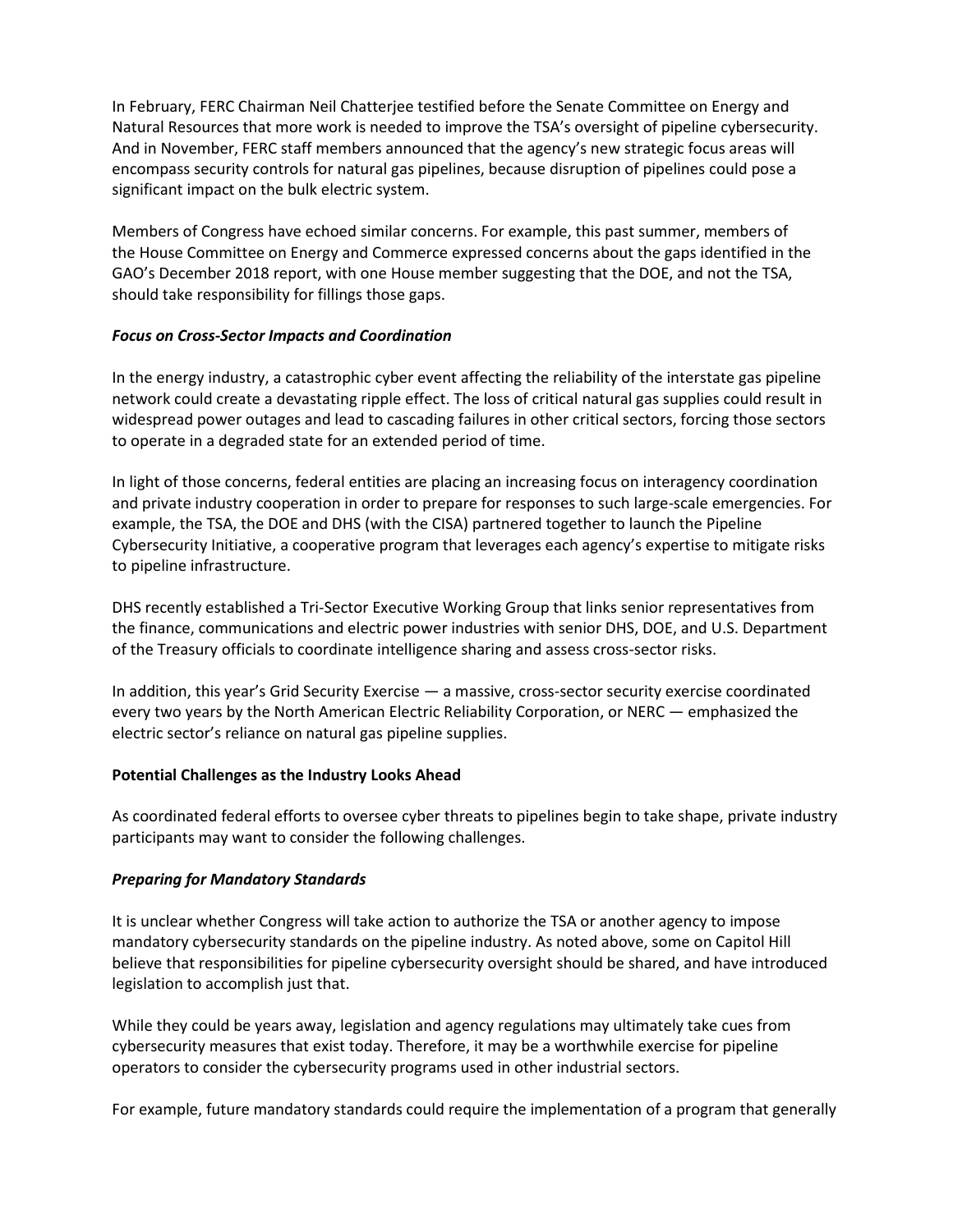In February, FERC Chairman Neil Chatterjee testified before the Senate Committee on Energy and Natural Resources that more work is needed to improve the TSA's oversight of pipeline cybersecurity. And in November, FERC staff members announced that the agency's new strategic focus areas will encompass security controls for natural gas pipelines, because disruption of pipelines could pose a significant impact on the bulk electric system.

Members of Congress have echoed similar concerns. For example, this past summer, members of the House Committee on Energy and Commerce expressed concerns about the gaps identified in the GAO's December 2018 report, with one House member suggesting that the DOE, and not the TSA, should take responsibility for fillings those gaps.

***Focus on Cross-Sector Impacts and Coordination***

In the energy industry, a catastrophic cyber event affecting the reliability of the interstate gas pipeline network could create a devastating ripple effect. The loss of critical natural gas supplies could result in widespread power outages and lead to cascading failures in other critical sectors, forcing those sectors to operate in a degraded state for an extended period of time.

In light of those concerns, federal entities are placing an increasing focus on interagency coordination and private industry cooperation in order to prepare for responses to such large-scale emergencies. For example, the TSA, the DOE and DHS (with the CISA) partnered together to launch the Pipeline Cybersecurity Initiative, a cooperative program that leverages each agency's expertise to mitigate risks to pipeline infrastructure.

DHS recently established a Tri-Sector Executive Working Group that links senior representatives from the finance, communications and electric power industries with senior DHS, DOE, and U.S. Department of the Treasury officials to coordinate intelligence sharing and assess cross-sector risks.

In addition, this year's Grid Security Exercise — a massive, cross-sector security exercise coordinated every two years by the North American Electric Reliability Corporation, or NERC — emphasized the electric sector's reliance on natural gas pipeline supplies.

**Potential Challenges as the Industry Looks Ahead**

As coordinated federal efforts to oversee cyber threats to pipelines begin to take shape, private industry participants may want to consider the following challenges.

***Preparing for Mandatory Standards***

It is unclear whether Congress will take action to authorize the TSA or another agency to impose mandatory cybersecurity standards on the pipeline industry. As noted above, some on Capitol Hill believe that responsibilities for pipeline cybersecurity oversight should be shared, and have introduced legislation to accomplish just that.

While they could be years away, legislation and agency regulations may ultimately take cues from cybersecurity measures that exist today. Therefore, it may be a worthwhile exercise for pipeline operators to consider the cybersecurity programs used in other industrial sectors.

For example, future mandatory standards could require the implementation of a program that generally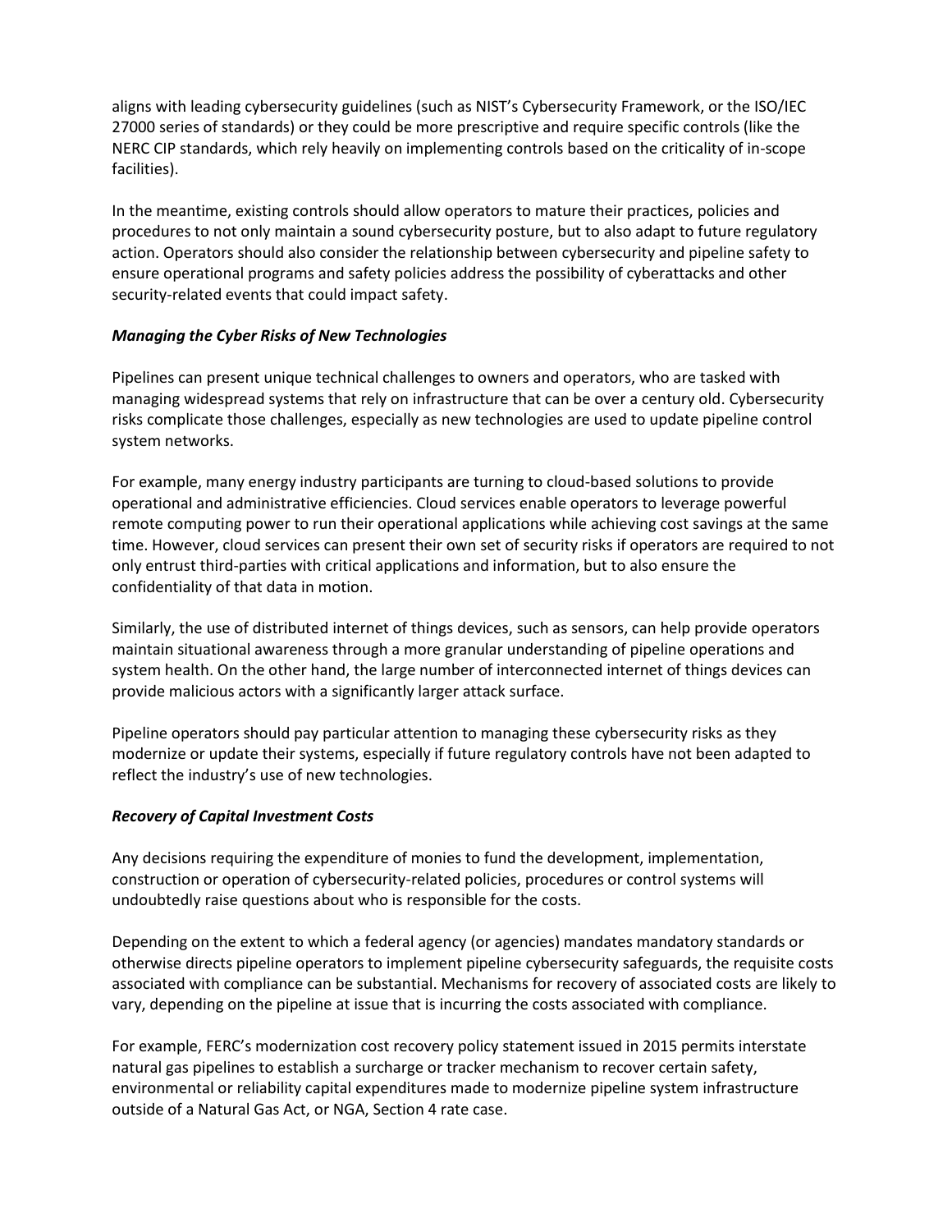aligns with leading cybersecurity guidelines (such as NIST's Cybersecurity Framework, or the ISO/IEC 27000 series of standards) or they could be more prescriptive and require specific controls (like the NERC CIP standards, which rely heavily on implementing controls based on the criticality of in-scope facilities).

In the meantime, existing controls should allow operators to mature their practices, policies and procedures to not only maintain a sound cybersecurity posture, but to also adapt to future regulatory action. Operators should also consider the relationship between cybersecurity and pipeline safety to ensure operational programs and safety policies address the possibility of cyberattacks and other security-related events that could impact safety.

***Managing the Cyber Risks of New Technologies***

Pipelines can present unique technical challenges to owners and operators, who are tasked with managing widespread systems that rely on infrastructure that can be over a century old. Cybersecurity risks complicate those challenges, especially as new technologies are used to update pipeline control system networks.

For example, many energy industry participants are turning to cloud-based solutions to provide operational and administrative efficiencies. Cloud services enable operators to leverage powerful remote computing power to run their operational applications while achieving cost savings at the same time. However, cloud services can present their own set of security risks if operators are required to not only entrust third-parties with critical applications and information, but to also ensure the confidentiality of that data in motion.

Similarly, the use of distributed internet of things devices, such as sensors, can help provide operators maintain situational awareness through a more granular understanding of pipeline operations and system health. On the other hand, the large number of interconnected internet of things devices can provide malicious actors with a significantly larger attack surface.

Pipeline operators should pay particular attention to managing these cybersecurity risks as they modernize or update their systems, especially if future regulatory controls have not been adapted to reflect the industry's use of new technologies.

***Recovery of Capital Investment Costs***

Any decisions requiring the expenditure of monies to fund the development, implementation, construction or operation of cybersecurity-related policies, procedures or control systems will undoubtedly raise questions about who is responsible for the costs.

Depending on the extent to which a federal agency (or agencies) mandates mandatory standards or otherwise directs pipeline operators to implement pipeline cybersecurity safeguards, the requisite costs associated with compliance can be substantial. Mechanisms for recovery of associated costs are likely to vary, depending on the pipeline at issue that is incurring the costs associated with compliance.

For example, FERC's modernization cost recovery policy statement issued in 2015 permits interstate natural gas pipelines to establish a surcharge or tracker mechanism to recover certain safety, environmental or reliability capital expenditures made to modernize pipeline system infrastructure outside of a Natural Gas Act, or NGA, Section 4 rate case.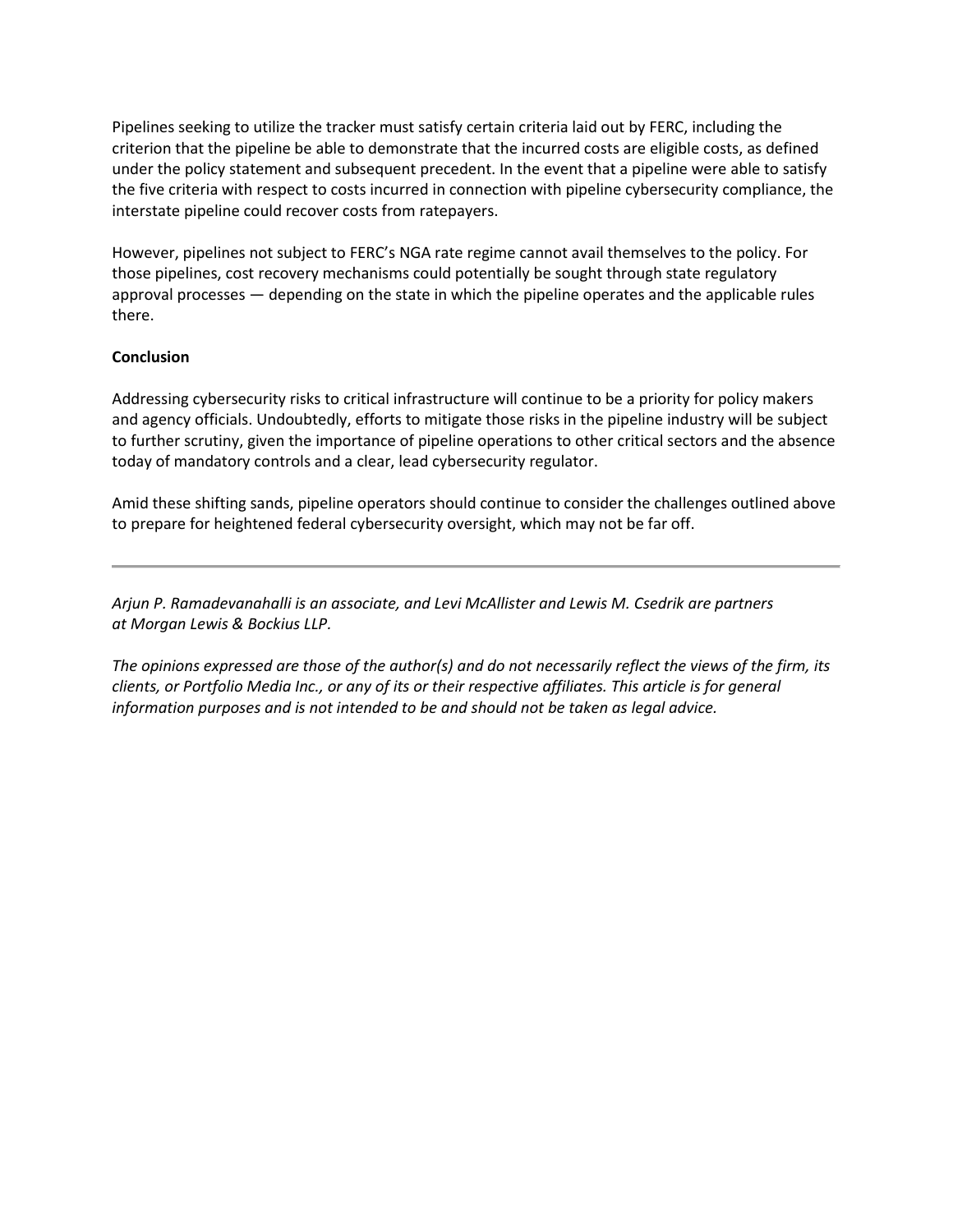Pipelines seeking to utilize the tracker must satisfy certain criteria laid out by FERC, including the criterion that the pipeline be able to demonstrate that the incurred costs are eligible costs, as defined under the policy statement and subsequent precedent. In the event that a pipeline were able to satisfy the five criteria with respect to costs incurred in connection with pipeline cybersecurity compliance, the interstate pipeline could recover costs from ratepayers.

However, pipelines not subject to FERC's NGA rate regime cannot avail themselves to the policy. For those pipelines, cost recovery mechanisms could potentially be sought through state regulatory approval processes — depending on the state in which the pipeline operates and the applicable rules there.

**Conclusion**

Addressing cybersecurity risks to critical infrastructure will continue to be a priority for policy makers and agency officials. Undoubtedly, efforts to mitigate those risks in the pipeline industry will be subject to further scrutiny, given the importance of pipeline operations to other critical sectors and the absence today of mandatory controls and a clear, lead cybersecurity regulator.

Amid these shifting sands, pipeline operators should continue to consider the challenges outlined above to prepare for heightened federal cybersecurity oversight, which may not be far off.

---

*Arjun P. Ramadevanahalli is an associate, and Levi McAllister and Lewis M. Csedrik are partners at Morgan Lewis & Bockius LLP.*

*The opinions expressed are those of the author(s) and do not necessarily reflect the views of the firm, its clients, or Portfolio Media Inc., or any of its or their respective affiliates. This article is for general information purposes and is not intended to be and should not be taken as legal advice.*